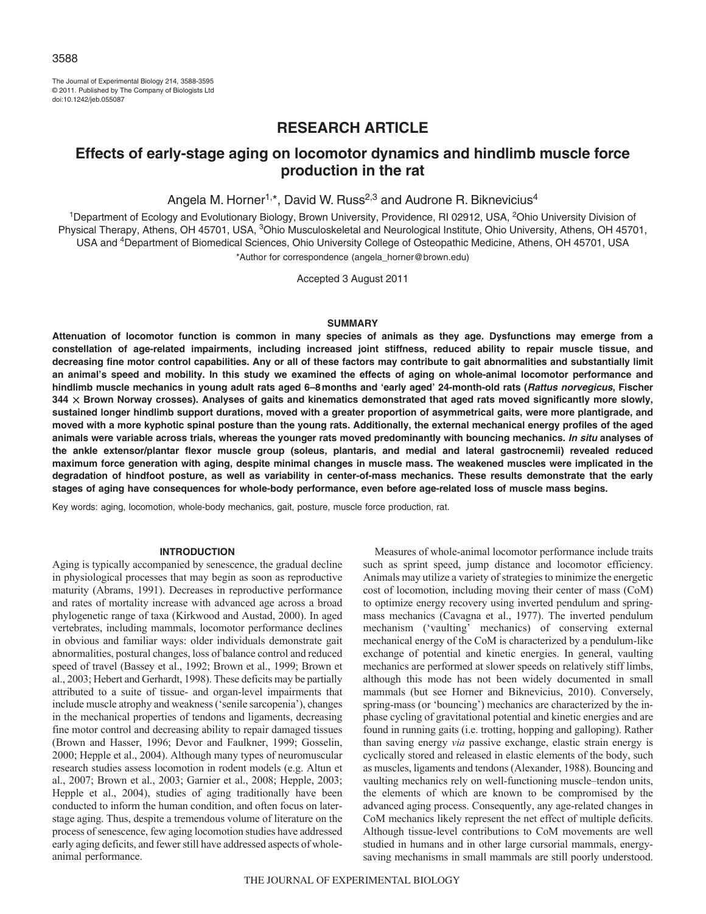# RESEARCH ARTICLE

# Effects of early-stage aging on locomotor dynamics and hindlimb muscle force production in the rat

Angela M. Horner[1,*], David W. Russ[2,3] and Audrone R. Biknevicius[4]

[1]Department of Ecology and Evolutionary Biology, Brown University, Providence, RI 02912, USA, [2]Ohio University Division of Physical Therapy, Athens, OH 45701, USA, [3]Ohio Musculoskeletal and Neurological Institute, Ohio University, Athens, OH 45701, USA and [4]Department of Biomedical Sciences, Ohio University College of Osteopathic Medicine, Athens, OH 45701, USA

*Author for correspondence (angela_horner@brown.edu)

Accepted 3 August 2011

## SUMMARY

**Attenuation of locomotor function is common in many species of animals as they age. Dysfunctions may emerge from a constellation of age-related impairments, including increased joint stiffness, reduced ability to repair muscle tissue, and decreasing fine motor control capabilities. Any or all of these factors may contribute to gait abnormalities and substantially limit an animal's speed and mobility. In this study we examined the effects of aging on whole-animal locomotor performance and hindlimb muscle mechanics in young adult rats aged 6–8 months and 'early aged' 24-month-old rats (*Rattus norvegicus*, Fischer 344 × Brown Norway crosses). Analyses of gaits and kinematics demonstrated that aged rats moved significantly more slowly, sustained longer hindlimb support durations, moved with a greater proportion of asymmetrical gaits, were more plantigrade, and moved with a more kyphotic spinal posture than the young rats. Additionally, the external mechanical energy profiles of the aged animals were variable across trials, whereas the younger rats moved predominantly with bouncing mechanics. *In situ* analyses of the ankle extensor/plantar flexor muscle group (soleus, plantaris, and medial and lateral gastrocnemii) revealed reduced maximum force generation with aging, despite minimal changes in muscle mass. The weakened muscles were implicated in the degradation of hindfoot posture, as well as variability in center-of-mass mechanics. These results demonstrate that the early stages of aging have consequences for whole-body performance, even before age-related loss of muscle mass begins.**

Key words: aging, locomotion, whole-body mechanics, gait, posture, muscle force production, rat.

## INTRODUCTION

Aging is typically accompanied by senescence, the gradual decline in physiological processes that may begin as soon as reproductive maturity (Abrams, 1991). Decreases in reproductive performance and rates of mortality increase with advanced age across a broad phylogenetic range of taxa (Kirkwood and Austad, 2000). In aged vertebrates, including mammals, locomotor performance declines in obvious and familiar ways: older individuals demonstrate gait abnormalities, postural changes, loss of balance control and reduced speed of travel (Bassey et al., 1992; Brown et al., 1999; Brown et al., 2003; Hebert and Gerhardt, 1998). These deficits may be partially attributed to a suite of tissue- and organ-level impairments that include muscle atrophy and weakness ('senile sarcopenia'), changes in the mechanical properties of tendons and ligaments, decreasing fine motor control and decreasing ability to repair damaged tissues (Brown and Hasser, 1996; Devor and Faulkner, 1999; Gosselin, 2000; Hepple et al., 2004). Although many types of neuromuscular research studies assess locomotion in rodent models (e.g. Altun et al., 2007; Brown et al., 2003; Garnier et al., 2008; Hepple, 2003; Hepple et al., 2004), studies of aging traditionally have been conducted to inform the human condition, and often focus on later-stage aging. Thus, despite a tremendous volume of literature on the process of senescence, few aging locomotion studies have addressed early aging deficits, and fewer still have addressed aspects of whole-animal performance.

Measures of whole-animal locomotor performance include traits such as sprint speed, jump distance and locomotor efficiency. Animals may utilize a variety of strategies to minimize the energetic cost of locomotion, including moving their center of mass (CoM) to optimize energy recovery using inverted pendulum and spring-mass mechanics (Cavagna et al., 1977). The inverted pendulum mechanism ('vaulting' mechanics) of conserving external mechanical energy of the CoM is characterized by a pendulum-like exchange of potential and kinetic energies. In general, vaulting mechanics are performed at slower speeds on relatively stiff limbs, although this mode has not been widely documented in small mammals (but see Horner and Biknevicius, 2010). Conversely, spring-mass (or 'bouncing') mechanics are characterized by the in-phase cycling of gravitational potential and kinetic energies and are found in running gaits (i.e. trotting, hopping and galloping). Rather than saving energy *via* passive exchange, elastic strain energy is cyclically stored and released in elastic elements of the body, such as muscles, ligaments and tendons (Alexander, 1988). Bouncing and vaulting mechanics rely on well-functioning muscle–tendon units, the elements of which are known to be compromised by the advanced aging process. Consequently, any age-related changes in CoM mechanics likely represent the net effect of multiple deficits. Although tissue-level contributions to CoM movements are well studied in humans and in other large cursorial mammals, energy-saving mechanisms in small mammals are still poorly understood.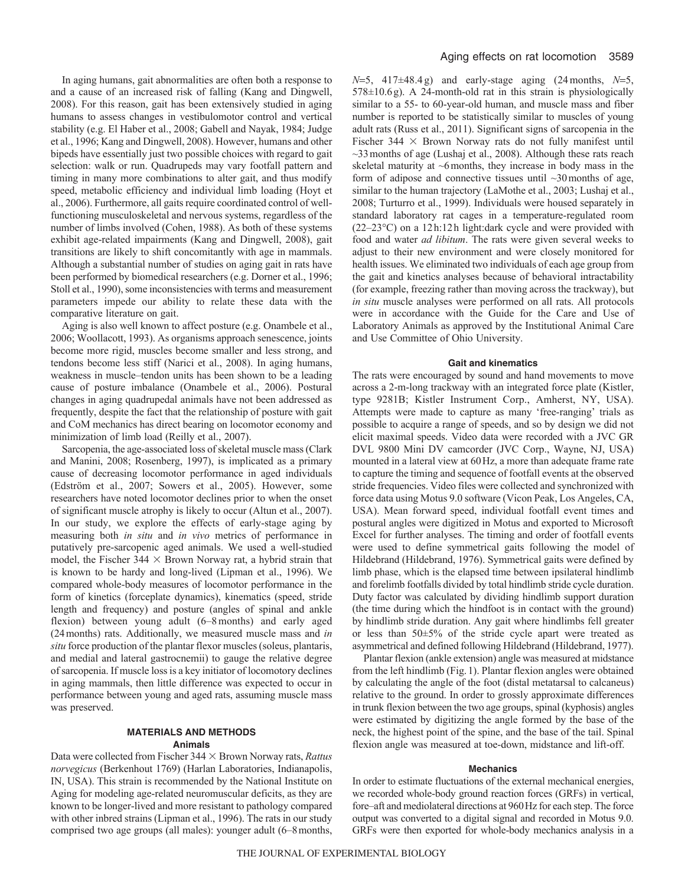In aging humans, gait abnormalities are often both a response to and a cause of an increased risk of falling (Kang and Dingwell, 2008). For this reason, gait has been extensively studied in aging humans to assess changes in vestibulomotor control and vertical stability (e.g. El Haber et al., 2008; Gabell and Nayak, 1984; Judge et al., 1996; Kang and Dingwell, 2008). However, humans and other bipeds have essentially just two possible choices with regard to gait selection: walk or run. Quadrupeds may vary footfall pattern and timing in many more combinations to alter gait, and thus modify speed, metabolic efficiency and individual limb loading (Hoyt et al., 2006). Furthermore, all gaits require coordinated control of well-functioning musculoskeletal and nervous systems, regardless of the number of limbs involved (Cohen, 1988). As both of these systems exhibit age-related impairments (Kang and Dingwell, 2008), gait transitions are likely to shift concomitantly with age in mammals. Although a substantial number of studies on aging gait in rats have been performed by biomedical researchers (e.g. Dorner et al., 1996; Stoll et al., 1990), some inconsistencies with terms and measurement parameters impede our ability to relate these data with the comparative literature on gait.

Aging is also well known to affect posture (e.g. Onambele et al., 2006; Woollacott, 1993). As organisms approach senescence, joints become more rigid, muscles become smaller and less strong, and tendons become less stiff (Narici et al., 2008). In aging humans, weakness in muscle–tendon units has been shown to be a leading cause of posture imbalance (Onambele et al., 2006). Postural changes in aging quadrupedal animals have not been addressed as frequently, despite the fact that the relationship of posture with gait and CoM mechanics has direct bearing on locomotor economy and minimization of limb load (Reilly et al., 2007).

Sarcopenia, the age-associated loss of skeletal muscle mass (Clark and Manini, 2008; Rosenberg, 1997), is implicated as a primary cause of decreasing locomotor performance in aged individuals (Edström et al., 2007; Sowers et al., 2005). However, some researchers have noted locomotor declines prior to when the onset of significant muscle atrophy is likely to occur (Altun et al., 2007). In our study, we explore the effects of early-stage aging by measuring both *in situ* and *in vivo* metrics of performance in putatively pre-sarcopenic aged animals. We used a well-studied model, the Fischer 344 × Brown Norway rat, a hybrid strain that is known to be hardy and long-lived (Lipman et al., 1996). We compared whole-body measures of locomotor performance in the form of kinetics (forceplate dynamics), kinematics (speed, stride length and frequency) and posture (angles of spinal and ankle flexion) between young adult (6–8 months) and early aged (24 months) rats. Additionally, we measured muscle mass and *in situ* force production of the plantar flexor muscles (soleus, plantaris, and medial and lateral gastrocnemii) to gauge the relative degree of sarcopenia. If muscle loss is a key initiator of locomotory declines in aging mammals, then little difference was expected to occur in performance between young and aged rats, assuming muscle mass was preserved.

## MATERIALS AND METHODS

### Animals

Data were collected from Fischer 344 × Brown Norway rats, *Rattus norvegicus* (Berkenhout 1769) (Harlan Laboratories, Indianapolis, IN, USA). This strain is recommended by the National Institute on Aging for modeling age-related neuromuscular deficits, as they are known to be longer-lived and more resistant to pathology compared with other inbred strains (Lipman et al., 1996). The rats in our study comprised two age groups (all males): younger adult (6–8 months, $N$=5, 417±48.4 g) and early-stage aging (24 months, $N$=5, 578±10.6 g). A 24-month-old rat in this strain is physiologically similar to a 55- to 60-year-old human, and muscle mass and fiber number is reported to be statistically similar to muscles of young adult rats (Russ et al., 2011). Significant signs of sarcopenia in the Fischer 344 × Brown Norway rats do not fully manifest until ~33 months of age (Lushaj et al., 2008). Although these rats reach skeletal maturity at ~6 months, they increase in body mass in the form of adipose and connective tissues until ~30 months of age, similar to the human trajectory (LaMothe et al., 2003; Lushaj et al., 2008; Turturro et al., 1999). Individuals were housed separately in standard laboratory rat cages in a temperature-regulated room (22–23°C) on a 12 h:12 h light:dark cycle and were provided with food and water *ad libitum*. The rats were given several weeks to adjust to their new environment and were closely monitored for health issues. We eliminated two individuals of each age group from the gait and kinetics analyses because of behavioral intractability (for example, freezing rather than moving across the trackway), but *in situ* muscle analyses were performed on all rats. All protocols were in accordance with the Guide for the Care and Use of Laboratory Animals as approved by the Institutional Animal Care and Use Committee of Ohio University.

### Gait and kinematics

The rats were encouraged by sound and hand movements to move across a 2-m-long trackway with an integrated force plate (Kistler, type 9281B; Kistler Instrument Corp., Amherst, NY, USA). Attempts were made to capture as many 'free-ranging' trials as possible to acquire a range of speeds, and so by design we did not elicit maximal speeds. Video data were recorded with a JVC GR DVL 9800 Mini DV camcorder (JVC Corp., Wayne, NJ, USA) mounted in a lateral view at 60 Hz, a more than adequate frame rate to capture the timing and sequence of footfall events at the observed stride frequencies. Video files were collected and synchronized with force data using Motus 9.0 software (Vicon Peak, Los Angeles, CA, USA). Mean forward speed, individual footfall event times and postural angles were digitized in Motus and exported to Microsoft Excel for further analyses. The timing and order of footfall events were used to define symmetrical gaits following the model of Hildebrand (Hildebrand, 1976). Symmetrical gaits were defined by limb phase, which is the elapsed time between ipsilateral hindlimb and forelimb footfalls divided by total hindlimb stride cycle duration. Duty factor was calculated by dividing hindlimb support duration (the time during which the hindfoot is in contact with the ground) by hindlimb stride duration. Any gait where hindlimbs fell greater or less than 50±5% of the stride cycle apart were treated as asymmetrical and defined following Hildebrand (Hildebrand, 1977).

Plantar flexion (ankle extension) angle was measured at midstance from the left hindlimb (Fig. 1). Plantar flexion angles were obtained by calculating the angle of the foot (distal metatarsal to calcaneus) relative to the ground. In order to grossly approximate differences in trunk flexion between the two age groups, spinal (kyphosis) angles were estimated by digitizing the angle formed by the base of the neck, the highest point of the spine, and the base of the tail. Spinal flexion angle was measured at toe-down, midstance and lift-off.

### Mechanics

In order to estimate fluctuations of the external mechanical energies, we recorded whole-body ground reaction forces (GRFs) in vertical, fore–aft and mediolateral directions at 960 Hz for each step. The force output was converted to a digital signal and recorded in Motus 9.0. GRFs were then exported for whole-body mechanics analysis in a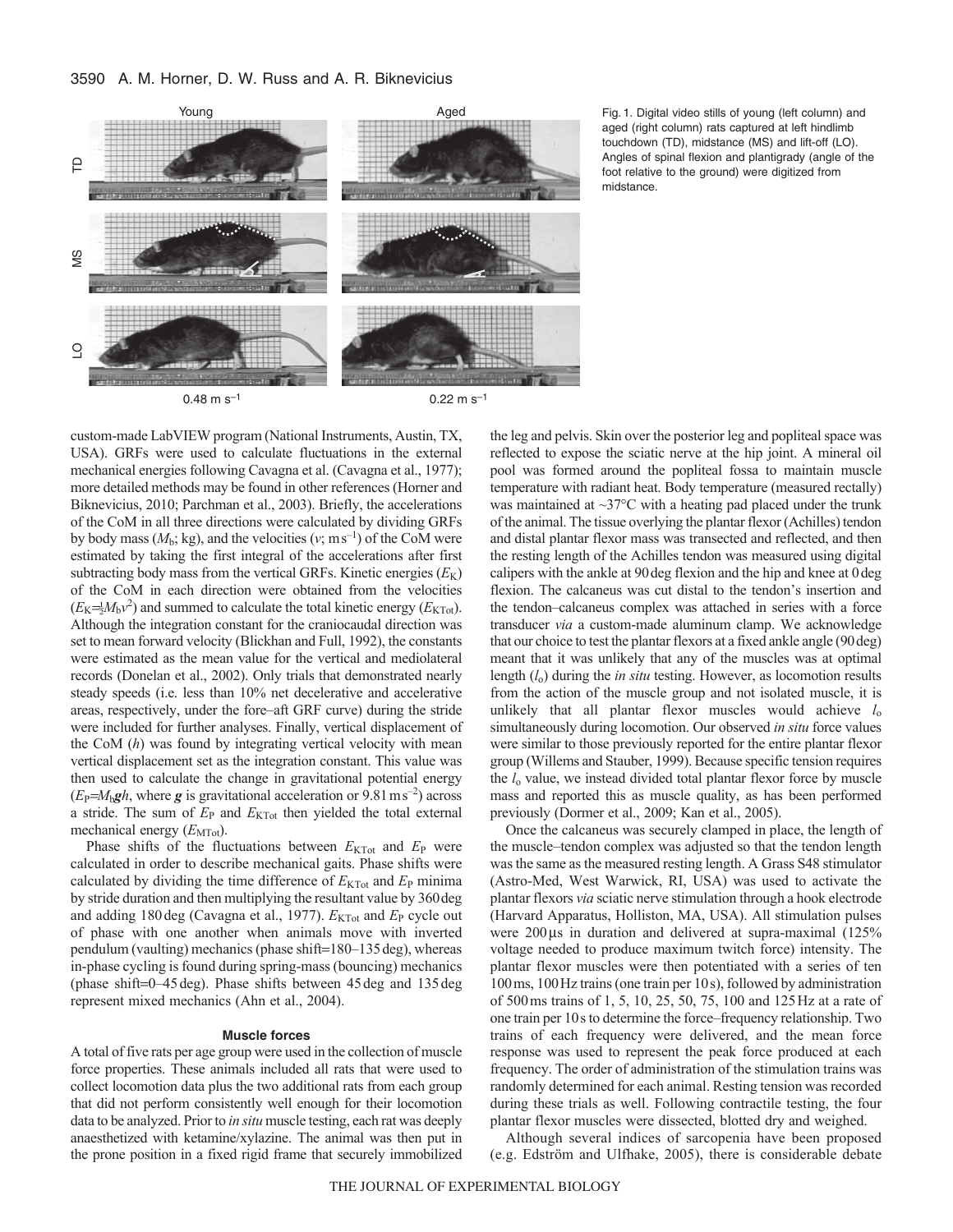Fig. 1. Digital video stills of young (left column) and aged (right column) rats captured at left hindlimb touchdown (TD), midstance (MS) and lift-off (LO). Angles of spinal flexion and plantigrady (angle of the foot relative to the ground) were digitized from midstance.

custom-made LabVIEW program (National Instruments, Austin, TX, USA). GRFs were used to calculate fluctuations in the external mechanical energies following Cavagna et al. (Cavagna et al., 1977); more detailed methods may be found in other references (Horner and Biknevicius, 2010; Parchman et al., 2003). Briefly, the accelerations of the CoM in all three directions were calculated by dividing GRFs by body mass ($M_b$; kg), and the velocities ($v$; m s$^{-1}$) of the CoM were estimated by taking the first integral of the accelerations after first subtracting body mass from the vertical GRFs. Kinetic energies ($E_K$) of the CoM in each direction were obtained from the velocities ($E_K = \frac{1}{2}M_b v^2$) and summed to calculate the total kinetic energy ($E_{KTot}$). Although the integration constant for the craniocaudal direction was set to mean forward velocity (Blickhan and Full, 1992), the constants were estimated as the mean value for the vertical and mediolateral records (Donelan et al., 2002). Only trials that demonstrated nearly steady speeds (i.e. less than 10% net decelerative and accelerative areas, respectively, under the fore–aft GRF curve) during the stride were included for further analyses. Finally, vertical displacement of the CoM ($h$) was found by integrating vertical velocity with mean vertical displacement set as the integration constant. This value was then used to calculate the change in gravitational potential energy ($E_P = M_b \boldsymbol{g} h$, where $\boldsymbol{g}$ is gravitational acceleration or 9.81 m s$^{-2}$) across a stride. The sum of $E_P$ and $E_{KTot}$ then yielded the total external mechanical energy ($E_{MTot}$).

Phase shifts of the fluctuations between $E_{KTot}$ and $E_P$ were calculated in order to describe mechanical gaits. Phase shifts were calculated by dividing the time difference of $E_{KTot}$ and $E_P$ minima by stride duration and then multiplying the resultant value by 360 deg and adding 180 deg (Cavagna et al., 1977). $E_{KTot}$ and $E_P$ cycle out of phase with one another when animals move with inverted pendulum (vaulting) mechanics (phase shift=180–135 deg), whereas in-phase cycling is found during spring-mass (bouncing) mechanics (phase shift=0–45 deg). Phase shifts between 45 deg and 135 deg represent mixed mechanics (Ahn et al., 2004).

### Muscle forces

A total of five rats per age group were used in the collection of muscle force properties. These animals included all rats that were used to collect locomotion data plus the two additional rats from each group that did not perform consistently well enough for their locomotion data to be analyzed. Prior to *in situ* muscle testing, each rat was deeply anaesthetized with ketamine/xylazine. The animal was then put in the prone position in a fixed rigid frame that securely immobilized the leg and pelvis. Skin over the posterior leg and popliteal space was reflected to expose the sciatic nerve at the hip joint. A mineral oil pool was formed around the popliteal fossa to maintain muscle temperature with radiant heat. Body temperature (measured rectally) was maintained at ~37°C with a heating pad placed under the trunk of the animal. The tissue overlying the plantar flexor (Achilles) tendon and distal plantar flexor mass was transected and reflected, and then the resting length of the Achilles tendon was measured using digital calipers with the ankle at 90 deg flexion and the hip and knee at 0 deg flexion. The calcaneus was cut distal to the tendon's insertion and the tendon–calcaneus complex was attached in series with a force transducer *via* a custom-made aluminum clamp. We acknowledge that our choice to test the plantar flexors at a fixed ankle angle (90 deg) meant that it was unlikely that any of the muscles was at optimal length ($l_o$) during the *in situ* testing. However, as locomotion results from the action of the muscle group and not isolated muscle, it is unlikely that all plantar flexor muscles would achieve $l_o$ simultaneously during locomotion. Our observed *in situ* force values were similar to those previously reported for the entire plantar flexor group (Willems and Stauber, 1999). Because specific tension requires the $l_o$ value, we instead divided total plantar flexor force by muscle mass and reported this as muscle quality, as has been performed previously (Dormer et al., 2009; Kan et al., 2005).

Once the calcaneus was securely clamped in place, the length of the muscle–tendon complex was adjusted so that the tendon length was the same as the measured resting length. A Grass S48 stimulator (Astro-Med, West Warwick, RI, USA) was used to activate the plantar flexors *via* sciatic nerve stimulation through a hook electrode (Harvard Apparatus, Holliston, MA, USA). All stimulation pulses were 200 μs in duration and delivered at supra-maximal (125% voltage needed to produce maximum twitch force) intensity. The plantar flexor muscles were then potentiated with a series of ten 100 ms, 100 Hz trains (one train per 10 s), followed by administration of 500 ms trains of 1, 5, 10, 25, 50, 75, 100 and 125 Hz at a rate of one train per 10 s to determine the force–frequency relationship. Two trains of each frequency were delivered, and the mean force response was used to represent the peak force produced at each frequency. The order of administration of the stimulation trains was randomly determined for each animal. Resting tension was recorded during these trials as well. Following contractile testing, the four plantar flexor muscles were dissected, blotted dry and weighed.

Although several indices of sarcopenia have been proposed (e.g. Edström and Ulfhake, 2005), there is considerable debate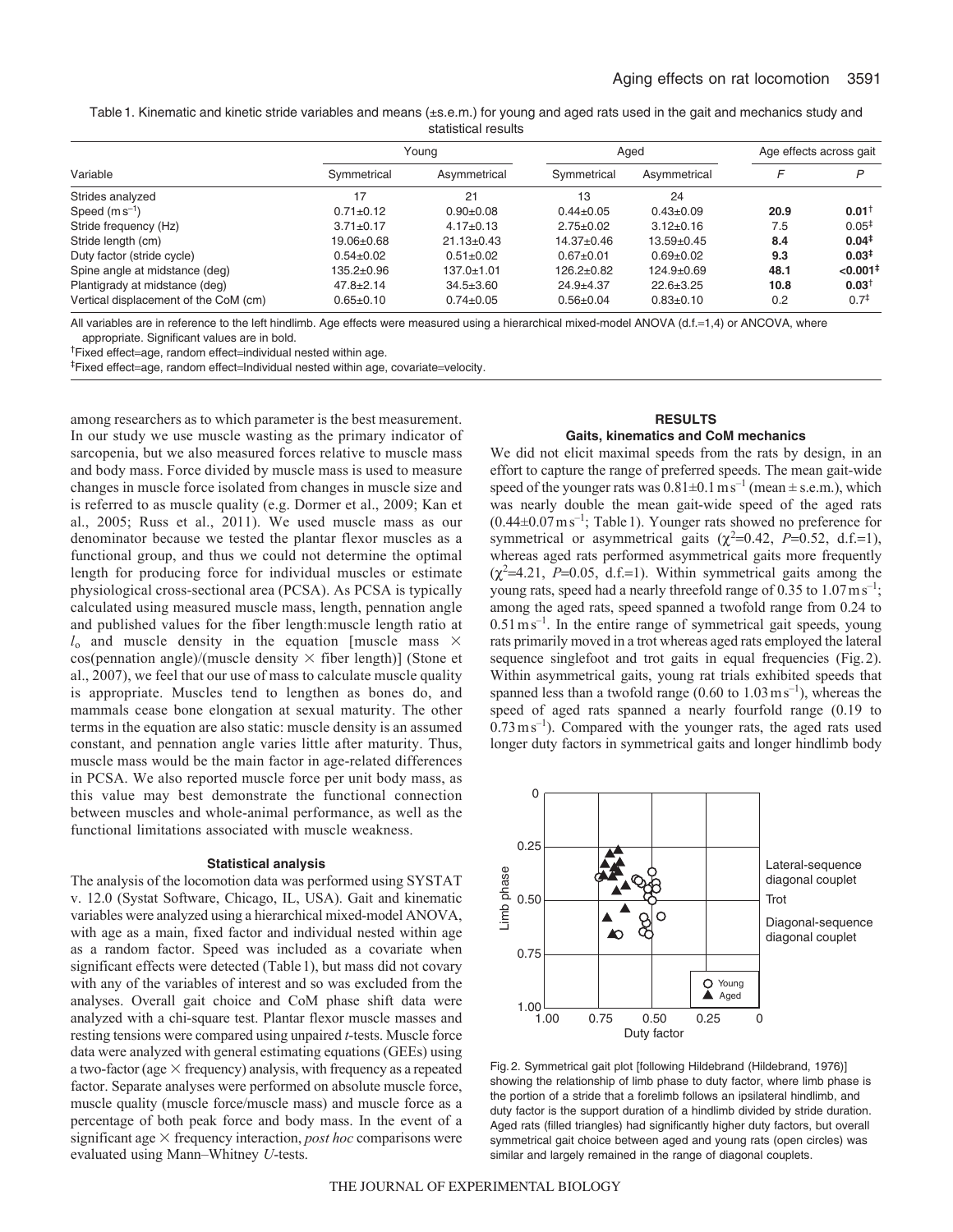Table 1. Kinematic and kinetic stride variables and means (±s.e.m.) for young and aged rats used in the gait and mechanics study and statistical results

| Variable | Young | | Aged | | Age effects across gait | |
|---|---|---|---|---|---|---|
| | Symmetrical | Asymmetrical | Symmetrical | Asymmetrical | *F* | *P* |
| Strides analyzed | 17 | 21 | 13 | 24 | | |
| Speed ($m\,s^{-1}$) | 0.71±0.12 | 0.90±0.08 | 0.44±0.05 | 0.43±0.09 | **20.9** | **0.01**[†] |
| Stride frequency (Hz) | 3.71±0.17 | 4.17±0.13 | 2.75±0.02 | 3.12±0.16 | 7.5 | 0.05[‡] |
| Stride length (cm) | 19.06±0.68 | 21.13±0.43 | 14.37±0.46 | 13.59±0.45 | **8.4** | **0.04**[‡] |
| Duty factor (stride cycle) | 0.54±0.02 | 0.51±0.02 | 0.67±0.01 | 0.69±0.02 | **9.3** | **0.03**[‡] |
| Spine angle at midstance (deg) | 135.2±0.96 | 137.0±1.01 | 126.2±0.82 | 124.9±0.69 | **48.1** | **<0.001**[‡] |
| Plantigrady at midstance (deg) | 47.8±2.14 | 34.5±3.60 | 24.9±4.37 | 22.6±3.25 | **10.8** | **0.03**[†] |
| Vertical displacement of the CoM (cm) | 0.65±0.10 | 0.74±0.05 | 0.56±0.04 | 0.83±0.10 | 0.2 | 0.7[‡] |

All variables are in reference to the left hindlimb. Age effects were measured using a hierarchical mixed-model ANOVA (d.f.=1,4) or ANCOVA, where appropriate. Significant values are in bold.

[†]Fixed effect=age, random effect=individual nested within age.

[‡]Fixed effect=age, random effect=Individual nested within age, covariate=velocity.

among researchers as to which parameter is the best measurement. In our study we use muscle wasting as the primary indicator of sarcopenia, but we also measured forces relative to muscle mass and body mass. Force divided by muscle mass is used to measure changes in muscle force isolated from changes in muscle size and is referred to as muscle quality (e.g. Dormer et al., 2009; Kan et al., 2005; Russ et al., 2011). We used muscle mass as our denominator because we tested the plantar flexor muscles as a functional group, and thus we could not determine the optimal length for producing force for individual muscles or estimate physiological cross-sectional area (PCSA). As PCSA is typically calculated using measured muscle mass, length, pennation angle and published values for the fiber length:muscle length ratio at $l_o$ and muscle density in the equation [muscle mass $\times$ cos(pennation angle)/(muscle density $\times$ fiber length)] (Stone et al., 2007), we feel that our use of mass to calculate muscle quality is appropriate. Muscles tend to lengthen as bones do, and mammals cease bone elongation at sexual maturity. The other terms in the equation are also static: muscle density is an assumed constant, and pennation angle varies little after maturity. Thus, muscle mass would be the main factor in age-related differences in PCSA. We also reported muscle force per unit body mass, as this value may best demonstrate the functional connection between muscles and whole-animal performance, as well as the functional limitations associated with muscle weakness.

### Statistical analysis

The analysis of the locomotion data was performed using SYSTAT v. 12.0 (Systat Software, Chicago, IL, USA). Gait and kinematic variables were analyzed using a hierarchical mixed-model ANOVA, with age as a main, fixed factor and individual nested within age as a random factor. Speed was included as a covariate when significant effects were detected (Table 1), but mass did not covary with any of the variables of interest and so was excluded from the analyses. Overall gait choice and CoM phase shift data were analyzed with a chi-square test. Plantar flexor muscle masses and resting tensions were compared using unpaired *t*-tests. Muscle force data were analyzed with general estimating equations (GEEs) using a two-factor (age $\times$ frequency) analysis, with frequency as a repeated factor. Separate analyses were performed on absolute muscle force, muscle quality (muscle force/muscle mass) and muscle force as a percentage of both peak force and body mass. In the event of a significant age $\times$ frequency interaction, *post hoc* comparisons were evaluated using Mann–Whitney *U*-tests.

## RESULTS

### Gaits, kinematics and CoM mechanics

We did not elicit maximal speeds from the rats by design, in an effort to capture the range of preferred speeds. The mean gait-wide speed of the younger rats was $0.81\pm0.1\,m\,s^{-1}$ (mean ± s.e.m.), which was nearly double the mean gait-wide speed of the aged rats ($0.44\pm0.07\,m\,s^{-1}$; Table 1). Younger rats showed no preference for symmetrical or asymmetrical gaits ($\chi^2$=0.42, *P*=0.52, d.f.=1), whereas aged rats performed asymmetrical gaits more frequently ($\chi^2$=4.21, *P*=0.05, d.f.=1). Within symmetrical gaits among the young rats, speed had a nearly threefold range of 0.35 to $1.07\,m\,s^{-1}$; among the aged rats, speed spanned a twofold range from 0.24 to $0.51\,m\,s^{-1}$. In the entire range of symmetrical gait speeds, young rats primarily moved in a trot whereas aged rats employed the lateral sequence singlefoot and trot gaits in equal frequencies (Fig. 2). Within asymmetrical gaits, young rat trials exhibited speeds that spanned less than a twofold range (0.60 to $1.03\,m\,s^{-1}$), whereas the speed of aged rats spanned a nearly fourfold range (0.19 to $0.73\,m\,s^{-1}$). Compared with the younger rats, the aged rats used longer duty factors in symmetrical gaits and longer hindlimb body

Fig. 2. Symmetrical gait plot [following Hildebrand (Hildebrand, 1976)] showing the relationship of limb phase to duty factor, where limb phase is the portion of a stride that a forelimb follows an ipsilateral hindlimb, and duty factor is the support duration of a hindlimb divided by stride duration. Aged rats (filled triangles) had significantly higher duty factors, but overall symmetrical gait choice between aged and young rats (open circles) was similar and largely remained in the range of diagonal couplets.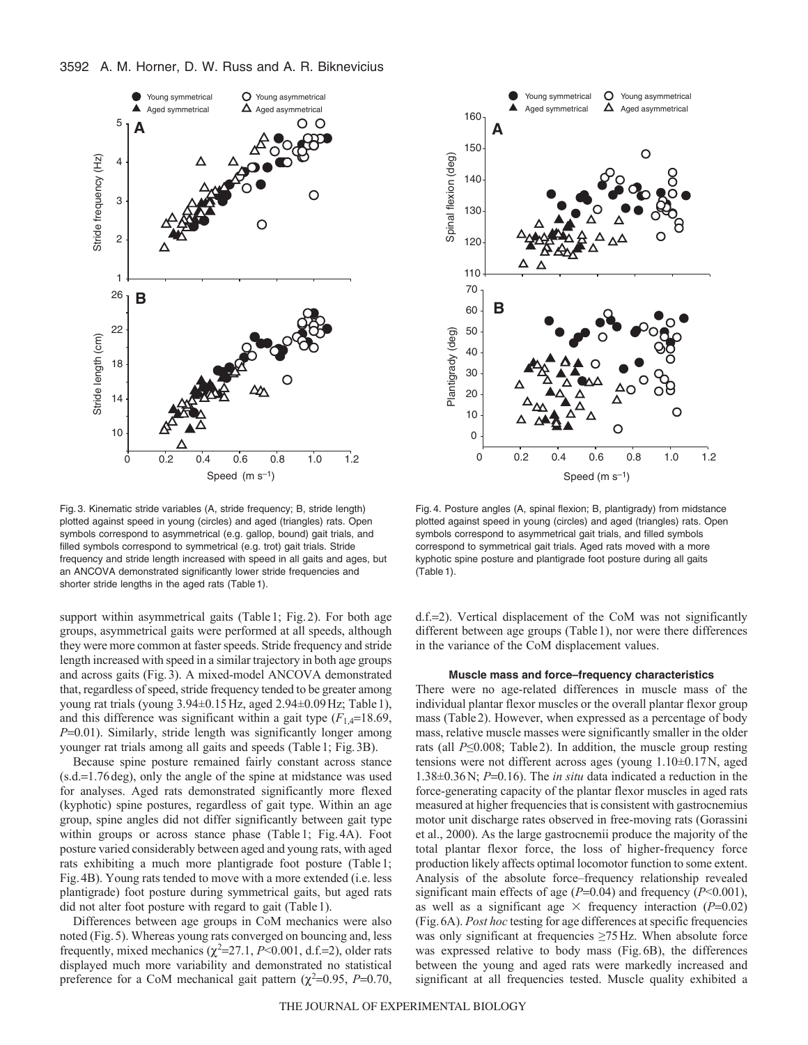Fig. 3. Kinematic stride variables (A, stride frequency; B, stride length) plotted against speed in young (circles) and aged (triangles) rats. Open symbols correspond to asymmetrical (e.g. gallop, bound) gait trials, and filled symbols correspond to symmetrical (e.g. trot) gait trials. Stride frequency and stride length increased with speed in all gaits and ages, but an ANCOVA demonstrated significantly lower stride frequencies and shorter stride lengths in the aged rats (Table 1).

Fig. 4. Posture angles (A, spinal flexion; B, plantigrady) from midstance plotted against speed in young (circles) and aged (triangles) rats. Open symbols correspond to asymmetrical gait trials, and filled symbols correspond to symmetrical gait trials. Aged rats moved with a more kyphotic spine posture and plantigrade foot posture during all gaits (Table 1).

support within asymmetrical gaits (Table 1; Fig. 2). For both age groups, asymmetrical gaits were performed at all speeds, although they were more common at faster speeds. Stride frequency and stride length increased with speed in a similar trajectory in both age groups and across gaits (Fig. 3). A mixed-model ANCOVA demonstrated that, regardless of speed, stride frequency tended to be greater among young rat trials (young 3.94±0.15 Hz, aged 2.94±0.09 Hz; Table 1), and this difference was significant within a gait type ($F_{1,4}$=18.69, $P$=0.01). Similarly, stride length was significantly longer among younger rat trials among all gaits and speeds (Table 1; Fig. 3B).

Because spine posture remained fairly constant across stance (s.d.=1.76 deg), only the angle of the spine at midstance was used for analyses. Aged rats demonstrated significantly more flexed (kyphotic) spine postures, regardless of gait type. Within an age group, spine angles did not differ significantly between gait type within groups or across stance phase (Table 1; Fig. 4A). Foot posture varied considerably between aged and young rats, with aged rats exhibiting a much more plantigrade foot posture (Table 1; Fig. 4B). Young rats tended to move with a more extended (i.e. less plantigrade) foot posture during symmetrical gaits, but aged rats did not alter foot posture with regard to gait (Table 1).

Differences between age groups in CoM mechanics were also noted (Fig. 5). Whereas young rats converged on bouncing and, less frequently, mixed mechanics ($\chi^2$=27.1, $P$<0.001, d.f.=2), older rats displayed much more variability and demonstrated no statistical preference for a CoM mechanical gait pattern ($\chi^2$=0.95, $P$=0.70, d.f.=2). Vertical displacement of the CoM was not significantly different between age groups (Table 1), nor were there differences in the variance of the CoM displacement values.

### Muscle mass and force–frequency characteristics

There were no age-related differences in muscle mass of the individual plantar flexor muscles or the overall plantar flexor group mass (Table 2). However, when expressed as a percentage of body mass, relative muscle masses were significantly smaller in the older rats (all $P$≤0.008; Table 2). In addition, the muscle group resting tensions were not different across ages (young 1.10±0.17 N, aged 1.38±0.36 N; $P$=0.16). The *in situ* data indicated a reduction in the force-generating capacity of the plantar flexor muscles in aged rats measured at higher frequencies that is consistent with gastrocnemius motor unit discharge rates observed in free-moving rats (Gorassini et al., 2000). As the large gastrocnemii produce the majority of the total plantar flexor force, the loss of higher-frequency force production likely affects optimal locomotor function to some extent. Analysis of the absolute force–frequency relationship revealed significant main effects of age ($P$=0.04) and frequency ($P$<0.001), as well as a significant age × frequency interaction ($P$=0.02) (Fig. 6A). *Post hoc* testing for age differences at specific frequencies was only significant at frequencies ≥75 Hz. When absolute force was expressed relative to body mass (Fig. 6B), the differences between the young and aged rats were markedly increased and significant at all frequencies tested. Muscle quality exhibited a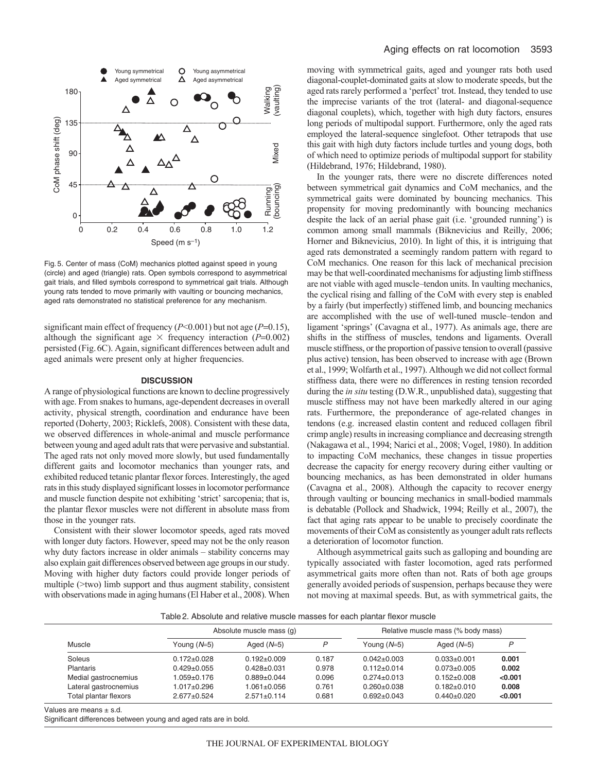Fig. 5. Center of mass (CoM) mechanics plotted against speed in young (circle) and aged (triangle) rats. Open symbols correspond to asymmetrical gait trials, and filled symbols correspond to symmetrical gait trials. Although young rats tended to move primarily with vaulting or bouncing mechanics, aged rats demonstrated no statistical preference for any mechanism.

significant main effect of frequency ($P$<0.001) but not age ($P$=0.15), although the significant age × frequency interaction ($P$=0.002) persisted (Fig. 6C). Again, significant differences between adult and aged animals were present only at higher frequencies.

## DISCUSSION

A range of physiological functions are known to decline progressively with age. From snakes to humans, age-dependent decreases in overall activity, physical strength, coordination and endurance have been reported (Doherty, 2003; Ricklefs, 2008). Consistent with these data, we observed differences in whole-animal and muscle performance between young and aged adult rats that were pervasive and substantial. The aged rats not only moved more slowly, but used fundamentally different gaits and locomotor mechanics than younger rats, and exhibited reduced tetanic plantar flexor forces. Interestingly, the aged rats in this study displayed significant losses in locomotor performance and muscle function despite not exhibiting 'strict' sarcopenia; that is, the plantar flexor muscles were not different in absolute mass from those in the younger rats.

Consistent with their slower locomotor speeds, aged rats moved with longer duty factors. However, speed may not be the only reason why duty factors increase in older animals – stability concerns may also explain gait differences observed between age groups in our study. Moving with higher duty factors could provide longer periods of multiple (>two) limb support and thus augment stability, consistent with observations made in aging humans (El Haber et al., 2008). When moving with symmetrical gaits, aged and younger rats both used diagonal-couplet-dominated gaits at slow to moderate speeds, but the aged rats rarely performed a 'perfect' trot. Instead, they tended to use the imprecise variants of the trot (lateral- and diagonal-sequence diagonal couplets), which, together with high duty factors, ensures long periods of multipodal support. Furthermore, only the aged rats employed the lateral-sequence singlefoot. Other tetrapods that use this gait with high duty factors include turtles and young dogs, both of which need to optimize periods of multipodal support for stability (Hildebrand, 1976; Hildebrand, 1980).

In the younger rats, there were no discrete differences noted between symmetrical gait dynamics and CoM mechanics, and the symmetrical gaits were dominated by bouncing mechanics. This propensity for moving predominantly with bouncing mechanics despite the lack of an aerial phase gait (i.e. 'grounded running') is common among small mammals (Biknevicius and Reilly, 2006; Horner and Biknevicius, 2010). In light of this, it is intriguing that aged rats demonstrated a seemingly random pattern with regard to CoM mechanics. One reason for this lack of mechanical precision may be that well-coordinated mechanisms for adjusting limb stiffness are not viable with aged muscle–tendon units. In vaulting mechanics, the cyclical rising and falling of the CoM with every step is enabled by a fairly (but imperfectly) stiffened limb, and bouncing mechanics are accomplished with the use of well-tuned muscle–tendon and ligament 'springs' (Cavagna et al., 1977). As animals age, there are shifts in the stiffness of muscles, tendons and ligaments. Overall muscle stiffness, or the proportion of passive tension to overall (passive plus active) tension, has been observed to increase with age (Brown et al., 1999; Wolfarth et al., 1997). Although we did not collect formal stiffness data, there were no differences in resting tension recorded during the *in situ* testing (D.W.R., unpublished data), suggesting that muscle stiffness may not have been markedly altered in our aging rats. Furthermore, the preponderance of age-related changes in tendons (e.g. increased elastin content and reduced collagen fibril crimp angle) results in increasing compliance and decreasing strength (Nakagawa et al., 1994; Narici et al., 2008; Vogel, 1980). In addition to impacting CoM mechanics, these changes in tissue properties decrease the capacity for energy recovery during either vaulting or bouncing mechanics, as has been demonstrated in older humans (Cavagna et al., 2008). Although the capacity to recover energy through vaulting or bouncing mechanics in small-bodied mammals is debatable (Pollock and Shadwick, 1994; Reilly et al., 2007), the fact that aging rats appear to be unable to precisely coordinate the movements of their CoM as consistently as younger adult rats reflects a deterioration of locomotor function.

Although asymmetrical gaits such as galloping and bounding are typically associated with faster locomotion, aged rats performed asymmetrical gaits more often than not. Rats of both age groups generally avoided periods of suspension, perhaps because they were not moving at maximal speeds. But, as with symmetrical gaits, the

Table 2. Absolute and relative muscle masses for each plantar flexor muscle

| Muscle | Absolute muscle mass (g) | | | Relative muscle mass (% body mass) | | |
|---|---|---|---|---|---|---|
| | Young ($N$=5) | Aged ($N$=5) | $P$ | Young ($N$=5) | Aged ($N$=5) | $P$ |
| Soleus | 0.172±0.028 | 0.192±0.009 | 0.187 | 0.042±0.003 | 0.033±0.001 | **0.001** |
| Plantaris | 0.429±0.055 | 0.428±0.031 | 0.978 | 0.112±0.014 | 0.073±0.005 | **0.002** |
| Medial gastrocnemius | 1.059±0.176 | 0.889±0.044 | 0.096 | 0.274±0.013 | 0.152±0.008 | **<0.001** |
| Lateral gastrocnemius | 1.017±0.296 | 1.061±0.056 | 0.761 | 0.260±0.038 | 0.182±0.010 | **0.008** |
| Total plantar flexors | 2.677±0.524 | 2.571±0.114 | 0.681 | 0.692±0.043 | 0.440±0.020 | **<0.001** |

Values are means ± s.d.

Significant differences between young and aged rats are in bold.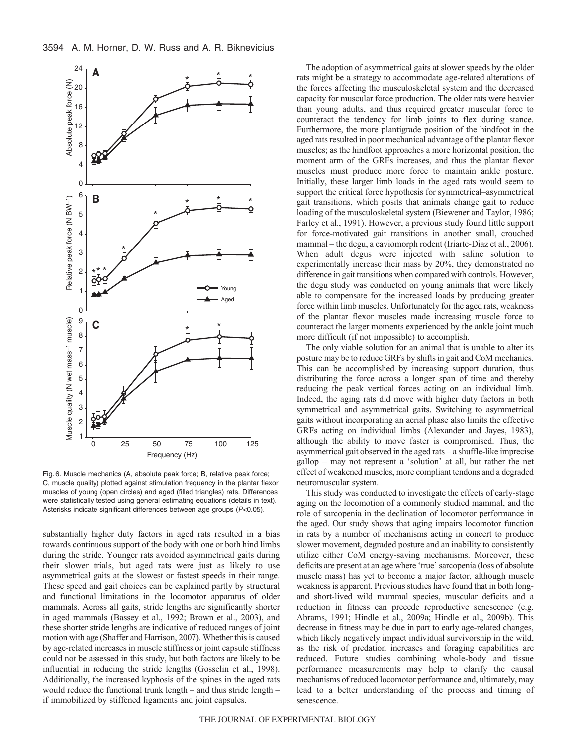Fig. 6. Muscle mechanics (A, absolute peak force; B, relative peak force; C, muscle quality) plotted against stimulation frequency in the plantar flexor muscles of young (open circles) and aged (filled triangles) rats. Differences were statistically tested using general estimating equations (details in text). Asterisks indicate significant differences between age groups ($P<0.05$).

substantially higher duty factors in aged rats resulted in a bias towards continuous support of the body with one or both hind limbs during the stride. Younger rats avoided asymmetrical gaits during their slower trials, but aged rats were just as likely to use asymmetrical gaits at the slowest or fastest speeds in their range. These speed and gait choices can be explained partly by structural and functional limitations in the locomotor apparatus of older mammals. Across all gaits, stride lengths are significantly shorter in aged mammals (Bassey et al., 1992; Brown et al., 2003), and these shorter stride lengths are indicative of reduced ranges of joint motion with age (Shaffer and Harrison, 2007). Whether this is caused by age-related increases in muscle stiffness or joint capsule stiffness could not be assessed in this study, but both factors are likely to be influential in reducing the stride lengths (Gosselin et al., 1998). Additionally, the increased kyphosis of the spines in the aged rats would reduce the functional trunk length – and thus stride length – if immobilized by stiffened ligaments and joint capsules.

The adoption of asymmetrical gaits at slower speeds by the older rats might be a strategy to accommodate age-related alterations of the forces affecting the musculoskeletal system and the decreased capacity for muscular force production. The older rats were heavier than young adults, and thus required greater muscular force to counteract the tendency for limb joints to flex during stance. Furthermore, the more plantigrade position of the hindfoot in the aged rats resulted in poor mechanical advantage of the plantar flexor muscles; as the hindfoot approaches a more horizontal position, the moment arm of the GRFs increases, and thus the plantar flexor muscles must produce more force to maintain ankle posture. Initially, these larger limb loads in the aged rats would seem to support the critical force hypothesis for symmetrical–asymmetrical gait transitions, which posits that animals change gait to reduce loading of the musculoskeletal system (Biewener and Taylor, 1986; Farley et al., 1991). However, a previous study found little support for force-motivated gait transitions in another small, crouched mammal – the degu, a caviomorph rodent (Iriarte-Diaz et al., 2006). When adult degus were injected with saline solution to experimentally increase their mass by 20%, they demonstrated no difference in gait transitions when compared with controls. However, the degu study was conducted on young animals that were likely able to compensate for the increased loads by producing greater force within limb muscles. Unfortunately for the aged rats, weakness of the plantar flexor muscles made increasing muscle force to counteract the larger moments experienced by the ankle joint much more difficult (if not impossible) to accomplish.

The only viable solution for an animal that is unable to alter its posture may be to reduce GRFs by shifts in gait and CoM mechanics. This can be accomplished by increasing support duration, thus distributing the force across a longer span of time and thereby reducing the peak vertical forces acting on an individual limb. Indeed, the aging rats did move with higher duty factors in both symmetrical and asymmetrical gaits. Switching to asymmetrical gaits without incorporating an aerial phase also limits the effective GRFs acting on individual limbs (Alexander and Jayes, 1983), although the ability to move faster is compromised. Thus, the asymmetrical gait observed in the aged rats – a shuffle-like imprecise gallop – may not represent a 'solution' at all, but rather the net effect of weakened muscles, more compliant tendons and a degraded neuromuscular system.

This study was conducted to investigate the effects of early-stage aging on the locomotion of a commonly studied mammal, and the role of sarcopenia in the declination of locomotor performance in the aged. Our study shows that aging impairs locomotor function in rats by a number of mechanisms acting in concert to produce slower movement, degraded posture and an inability to consistently utilize either CoM energy-saving mechanisms. Moreover, these deficits are present at an age where 'true' sarcopenia (loss of absolute muscle mass) has yet to become a major factor, although muscle weakness is apparent. Previous studies have found that in both long- and short-lived wild mammal species, muscular deficits and a reduction in fitness can precede reproductive senescence (e.g. Abrams, 1991; Hindle et al., 2009a; Hindle et al., 2009b). This decrease in fitness may be due in part to early age-related changes, which likely negatively impact individual survivorship in the wild, as the risk of predation increases and foraging capabilities are reduced. Future studies combining whole-body and tissue performance measurements may help to clarify the causal mechanisms of reduced locomotor performance and, ultimately, may lead to a better understanding of the process and timing of senescence.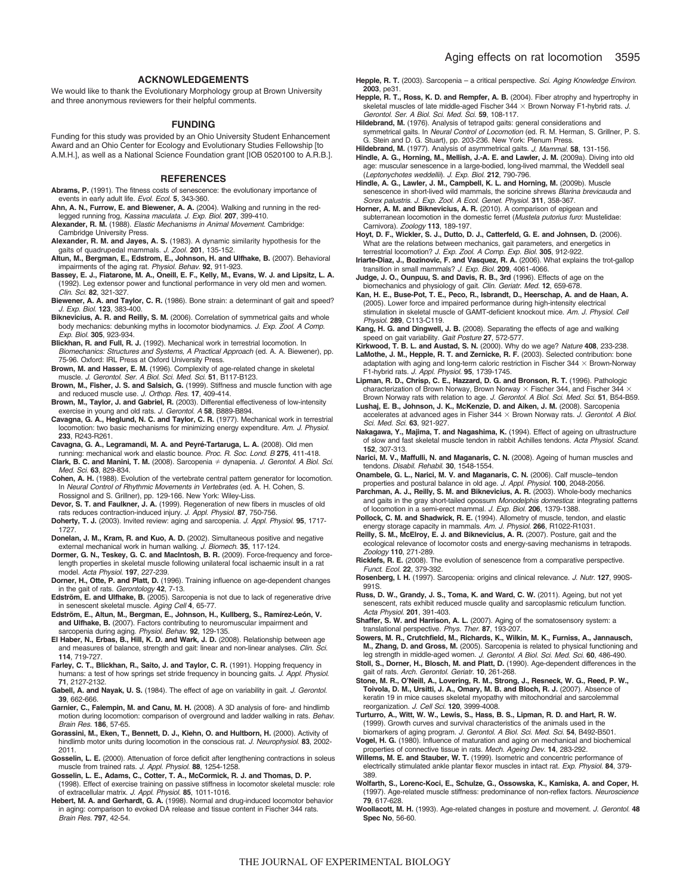## ACKNOWLEDGEMENTS

We would like to thank the Evolutionary Morphology group at Brown University and three anonymous reviewers for their helpful comments.

## FUNDING

Funding for this study was provided by an Ohio University Student Enhancement Award and an Ohio Center for Ecology and Evolutionary Studies Fellowship [to A.M.H.], as well as a National Science Foundation grant [IOB 0520100 to A.R.B.].

## REFERENCES

**Abrams, P.** (1991). The fitness costs of senescence: the evolutionary importance of events in early adult life. *Evol. Ecol.* **5**, 343-360.

**Ahn, A. N., Furrow, E. and Biewener, A. A.** (2004). Walking and running in the red-legged running frog, *Kassina maculata*. *J. Exp. Biol.* **207**, 399-410.

**Alexander, R. M.** (1988). *Elastic Mechanisms in Animal Movement*. Cambridge: Cambridge University Press.

**Alexander, R. M. and Jayes, A. S.** (1983). A dynamic similarity hypothesis for the gaits of quadrupedal mammals. *J. Zool.* **201**, 135-152.

**Altun, M., Bergman, E., Edstrom, E., Johnson, H. and Ulfhake, B.** (2007). Behavioral impairments of the aging rat. *Physiol. Behav.* **92**, 911-923.

**Bassey, E. J., Fiatarone, M. A., Oneill, E. F., Kelly, M., Evans, W. J. and Lipsitz, L. A.** (1992). Leg extensor power and functional performance in very old men and women. *Clin. Sci.* **82**, 321-327.

**Biewener, A. A. and Taylor, C. R.** (1986). Bone strain: a determinant of gait and speed? *J. Exp. Biol.* **123**, 383-400.

**Biknevicius, A. R. and Reilly, S. M.** (2006). Correlation of symmetrical gaits and whole body mechanics: debunking myths in locomotor biodynamics. *J. Exp. Zool. A Comp. Exp. Biol.* **305**, 923-934.

**Blickhan, R. and Full, R. J.** (1992). Mechanical work in terrestrial locomotion. In *Biomechanics: Structures and Systems, A Practical Approach* (ed. A. A. Biewener), pp. 75-96. Oxford: IRL Press at Oxford University Press.

**Brown, M. and Hasser, E. M.** (1996). Complexity of age-related change in skeletal muscle. *J. Gerontol. Ser. A Biol. Sci. Med. Sci.* **51**, B117-B123.

**Brown, M., Fisher, J. S. and Salsich, G.** (1999). Stiffness and muscle function with age and reduced muscle use. *J. Orthop. Res.* **17**, 409-414.

**Brown, M., Taylor, J. and Gabriel, R.** (2003). Differential effectiveness of low-intensity exercise in young and old rats. *J. Gerontol. A* **58**, B889-B894.

**Cavagna, G. A., Heglund, N. C. and Taylor, C. R.** (1977). Mechanical work in terrestrial locomotion: two basic mechanisms for minimizing energy expenditure. *Am. J. Physiol.* **233**, R243-R261.

**Cavagna, G. A., Legramandi, M. A. and Peyré-Tartaruga, L. A.** (2008). Old men running: mechanical work and elastic bounce. *Proc. R. Soc. Lond. B* **275**, 411-418.

**Clark, B. C. and Manini, T. M.** (2008). Sarcopenia ≠ dynapenia. *J. Gerontol. A Biol. Sci. Med. Sci.* **63**, 829-834.

**Cohen, A. H.** (1988). Evolution of the vertebrate central pattern generator for locomotion. In *Neural Control of Rhythmic Movements in Vertebrates* (ed. A. H. Cohen, S. Rossignol and S. Grillner), pp. 129-166. New York: Wiley-Liss.

**Devor, S. T. and Faulkner, J. A.** (1999). Regeneration of new fibers in muscles of old rats reduces contraction-induced injury. *J. Appl. Physiol.* **87**, 750-756.

**Doherty, T. J.** (2003). Invited review: aging and sarcopenia. *J. Appl. Physiol.* **95**, 1717-1727.

**Donelan, J. M., Kram, R. and Kuo, A. D.** (2002). Simultaneous positive and negative external mechanical work in human walking. *J. Biomech.* **35**, 117-124.

**Dormer, G. N., Teskey, G. C. and MacIntosh, B. R.** (2009). Force-frequency and force-length properties in skeletal muscle following unilateral focal ischaemic insult in a rat model. *Acta Physiol.* **197**, 227-239.

**Dorner, H., Otte, P. and Platt, D.** (1996). Training influence on age-dependent changes in the gait of rats. *Gerontology* **42**, 7-13.

**Edström, E. and Ulfhake, B.** (2005). Sarcopenia is not due to lack of regenerative drive in senescent skeletal muscle. *Aging Cell* **4**, 65-77.

**Edström, E., Altun, M., Bergman, E., Johnson, H., Kullberg, S., Ramírez-León, V. and Ulfhake, B.** (2007). Factors contributing to neuromuscular impairment and sarcopenia during aging. *Physiol. Behav.* **92**, 129-135.

**El Haber, N., Erbas, B., Hill, K. D. and Wark, J. D.** (2008). Relationship between age and measures of balance, strength and gait: linear and non-linear analyses. *Clin. Sci.* **114**, 719-727.

**Farley, C. T., Blickhan, R., Saito, J. and Taylor, C. R.** (1991). Hopping frequency in humans: a test of how springs set stride frequency in bouncing gaits. *J. Appl. Physiol.* **71**, 2127-2132.

**Gabell, A. and Nayak, U. S.** (1984). The effect of age on variability in gait. *J. Gerontol.* **39**, 662-666.

**Garnier, C., Falempin, M. and Canu, M. H.** (2008). A 3D analysis of fore- and hindlimb motion during locomotion: comparison of overground and ladder walking in rats. *Behav. Brain Res.* **186**, 57-65.

**Gorassini, M., Eken, T., Bennett, D. J., Kiehn, O. and Hultborn, H.** (2000). Activity of hindlimb motor units during locomotion in the conscious rat. *J. Neurophysiol.* **83**, 2002-2011.

**Gosselin, L. E.** (2000). Attenuation of force deficit after lengthening contractions in soleus muscle from trained rats. *J. Appl. Physiol.* **88**, 1254-1258.

**Gosselin, L. E., Adams, C., Cotter, T. A., McCormick, R. J. and Thomas, D. P.** (1998). Effect of exercise training on passive stiffness in locomotor skeletal muscle: role of extracellular matrix. *J. Appl. Physiol.* **85**, 1011-1016.

**Hebert, M. A. and Gerhardt, G. A.** (1998). Normal and drug-induced locomotor behavior in aging: comparison to evoked DA release and tissue content in Fischer 344 rats. *Brain Res.* **797**, 42-54.

**Hepple, R. T.** (2003). Sarcopenia – a critical perspective. *Sci. Aging Knowledge Environ.* **2003**, pe31.

**Hepple, R. T., Ross, K. D. and Rempfer, A. B.** (2004). Fiber atrophy and hypertrophy in skeletal muscles of late middle-aged Fischer 344 × Brown Norway F1-hybrid rats. *J. Gerontol. Ser. A Biol. Sci. Med. Sci.* **59**, 108-117.

**Hildebrand, M.** (1976). Analysis of tetrapod gaits: general considerations and symmetrical gaits. In *Neural Control of Locomotion* (ed. R. M. Herman, S. Grillner, P. S. G. Stein and D. G. Stuart), pp. 203-236. New York: Plenum Press.

**Hildebrand, M.** (1977). Analysis of asymmetrical gaits. *J. Mammal.* **58**, 131-156.

**Hindle, A. G., Horning, M., Mellish, J.-A. E. and Lawler, J. M.** (2009a). Diving into old age: muscular senescence in a large-bodied, long-lived mammal, the Weddell seal (*Leptonychotes weddellii*). *J. Exp. Biol.* **212**, 790-796.

**Hindle, A. G., Lawler, J. M., Campbell, K. L. and Horning, M.** (2009b). Muscle senescence in short-lived wild mammals, the soricine shrews *Blarina brevicauda* and *Sorex palustris*. *J. Exp. Zool. A Ecol. Genet. Physiol.* **311**, 358-367.

**Horner, A. M. and Biknevicius, A. R.** (2010). A comparison of epigean and subterranean locomotion in the domestic ferret (*Mustela putorius furo*: Mustelidae: Carnivora). *Zoology* **113**, 189-197.

**Hoyt, D. F., Wickler, S. J., Dutto, D. J., Catterfeld, G. E. and Johnsen, D.** (2006). What are the relations between mechanics, gait parameters, and energetics in terrestrial locomotion? *J. Exp. Zool. A Comp. Exp. Biol.* **305**, 912-922.

**Iriarte-Diaz, J., Bozinovic, F. and Vasquez, R. A.** (2006). What explains the trot-gallop transition in small mammals? *J. Exp. Biol.* **209**, 4061-4066.

**Judge, J. O., Ounpuu, S. and Davis, R. B., 3rd** (1996). Effects of age on the biomechanics and physiology of gait. *Clin. Geriatr. Med.* **12**, 659-678.

**Kan, H. E., Buse-Pot, T. E., Peco, R., Isbrandt, D., Heerschap, A. and de Haan, A.** (2005). Lower force and impaired performance during high-intensity electrical stimulation in skeletal muscle of GAMT-deficient knockout mice. *Am. J. Physiol. Cell Physiol.* **289**, C113-C119.

**Kang, H. G. and Dingwell, J. B.** (2008). Separating the effects of age and walking speed on gait variability. *Gait Posture* **27**, 572-577.

**Kirkwood, T. B. L. and Austad, S. N.** (2000). Why do we age? *Nature* **408**, 233-238.

**LaMothe, J. M., Hepple, R. T. and Zernicke, R. F.** (2003). Selected contribution: bone adaptation with aging and long-term caloric restriction in Fischer 344 × Brown-Norway F1-hybrid rats. *J. Appl. Physiol.* **95**, 1739-1745.

**Lipman, R. D., Chrisp, C. E., Hazzard, D. G. and Bronson, R. T.** (1996). Pathologic characterization of Brown Norway, Brown Norway × Fischer 344, and Fischer 344 × Brown Norway rats with relation to age. *J. Gerontol. A Biol. Sci. Med. Sci.* **51**, B54-B59.

**Lushaj, E. B., Johnson, J. K., McKenzie, D. and Aiken, J. M.** (2008). Sarcopenia accelerates at advanced ages in Fisher 344 × Brown Norway rats. *J. Gerontol. A Biol. Sci. Med. Sci.* **63**, 921-927.

**Nakagawa, Y., Majima, T. and Nagashima, K.** (1994). Effect of ageing on ultrastructure of slow and fast skeletal muscle tendon in rabbit Achilles tendons. *Acta Physiol. Scand.* **152**, 307-313.

**Narici, M. V., Maffulli, N. and Maganaris, C. N.** (2008). Ageing of human muscles and tendons. *Disabil. Rehabil.* **30**, 1548-1554.

**Onambele, G. L., Narici, M. V. and Maganaris, C. N.** (2006). Calf muscle–tendon properties and postural balance in old age. *J. Appl. Physiol.* **100**, 2048-2056.

**Parchman, A. J., Reilly, S. M. and Biknevicius, A. R.** (2003). Whole-body mechanics and gaits in the gray short-tailed opossum *Monodelphis domestica*: integrating patterns of locomotion in a semi-erect mammal. *J. Exp. Biol.* **206**, 1379-1388.

**Pollock, C. M. and Shadwick, R. E.** (1994). Allometry of muscle, tendon, and elastic energy storage capacity in mammals. *Am. J. Physiol.* **266**, R1022-R1031.

**Reilly, S. M., McElroy, E. J. and Biknevicius, A. R.** (2007). Posture, gait and the ecological relevance of locomotor costs and energy-saving mechanisms in tetrapods. *Zoology* **110**, 271-289.

**Ricklefs, R. E.** (2008). The evolution of senescence from a comparative perspective. *Funct. Ecol.* **22**, 379-392.

**Rosenberg, I. H.** (1997). Sarcopenia: origins and clinical relevance. *J. Nutr.* **127**, 990S-991S.

**Russ, D. W., Grandy, J. S., Toma, K. and Ward, C. W.** (2011). Ageing, but not yet senescent, rats exhibit reduced muscle quality and sarcoplasmic reticulum function. *Acta Physiol.* **201**, 391-403.

**Shaffer, S. W. and Harrison, A. L.** (2007). Aging of the somatosensory system: a translational perspective. *Phys. Ther.* **87**, 193-207.

**Sowers, M. R., Crutchfield, M., Richards, K., Wilkin, M. K., Furniss, A., Jannausch, M., Zhang, D. and Gross, M.** (2005). Sarcopenia is related to physical functioning and leg strength in middle-aged women. *J. Gerontol. A Biol. Sci. Med. Sci.* **60**, 486-490.

**Stoll, S., Dorner, H., Blosch, M. and Platt, D.** (1990). Age-dependent differences in the gait of rats. *Arch. Gerontol. Geriatr.* **10**, 261-268.

**Stone, M. R., O'Neill, A., Lovering, R. M., Strong, J., Resneck, W. G., Reed, P. W., Toivola, D. M., Ursitti, J. A., Omary, M. B. and Bloch, R. J.** (2007). Absence of keratin 19 in mice causes skeletal myopathy with mitochondrial and sarcolemmal reorganization. *J. Cell Sci.* **120**, 3999-4008.

**Turturro, A., Witt, W. W., Lewis, S., Hass, B. S., Lipman, R. D. and Hart, R. W.** (1999). Growth curves and survival characteristics of the animals used in the biomarkers of aging program. *J. Gerontol. A Biol. Sci. Med. Sci.* **54**, B492-B501.

**Vogel, H. G.** (1980). Influence of maturation and aging on mechanical and biochemical properties of connective tissue in rats. *Mech. Ageing Dev.* **14**, 283-292.

**Willems, M. E. and Stauber, W. T.** (1999). Isometric and concentric performance of electrically stimulated ankle plantar flexor muscles in intact rat. *Exp. Physiol.* **84**, 379-389.

**Wolfarth, S., Lorenc-Koci, E., Schulze, G., Ossowska, K., Kamiska, A. and Coper, H.** (1997). Age-related muscle stiffness: predominance of non-reflex factors. *Neuroscience* **79**, 617-628.

**Woollacott, M. H.** (1993). Age-related changes in posture and movement. *J. Gerontol.* **48** **Spec No**, 56-60.